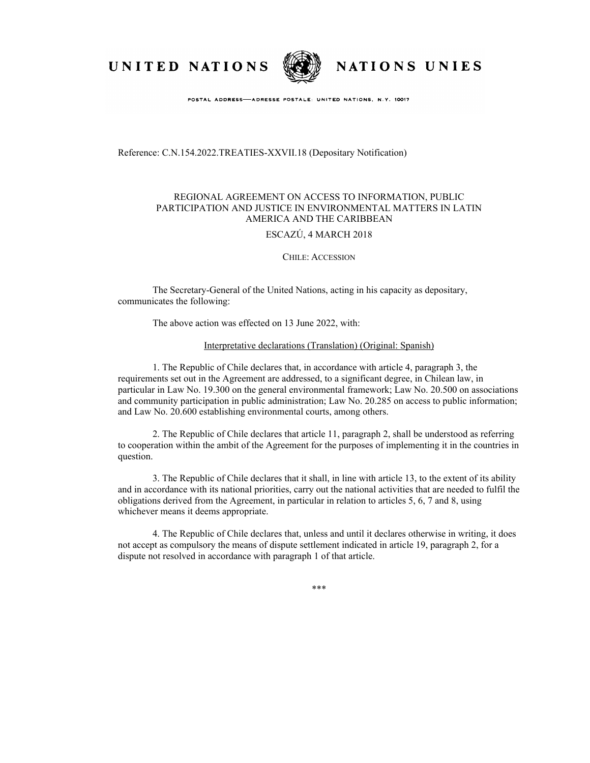UNITED NATIONS NATIONS UNIES

POSTAL ADDRESS—ADRESSE POSTALE: UNITED NATIONS, N.Y. 10017

Reference: C.N.154.2022.TREATIES-XXVII.18 (Depositary Notification)

REGIONAL AGREEMENT ON ACCESS TO INFORMATION, PUBLIC PARTICIPATION AND JUSTICE IN ENVIRONMENTAL MATTERS IN LATIN AMERICA AND THE CARIBBEAN

ESCAZÚ, 4 MARCH 2018

CHILE: ACCESSION

The Secretary-General of the United Nations, acting in his capacity as depositary, communicates the following:

The above action was effected on 13 June 2022, with:

Interpretative declarations (Translation) (Original: Spanish)

1. The Republic of Chile declares that, in accordance with article 4, paragraph 3, the requirements set out in the Agreement are addressed, to a significant degree, in Chilean law, in particular in Law No. 19.300 on the general environmental framework; Law No. 20.500 on associations and community participation in public administration; Law No. 20.285 on access to public information; and Law No. 20.600 establishing environmental courts, among others.

2. The Republic of Chile declares that article 11, paragraph 2, shall be understood as referring to cooperation within the ambit of the Agreement for the purposes of implementing it in the countries in question.

3. The Republic of Chile declares that it shall, in line with article 13, to the extent of its ability and in accordance with its national priorities, carry out the national activities that are needed to fulfil the obligations derived from the Agreement, in particular in relation to articles 5, 6, 7 and 8, using whichever means it deems appropriate.

4. The Republic of Chile declares that, unless and until it declares otherwise in writing, it does not accept as compulsory the means of dispute settlement indicated in article 19, paragraph 2, for a dispute not resolved in accordance with paragraph 1 of that article.

***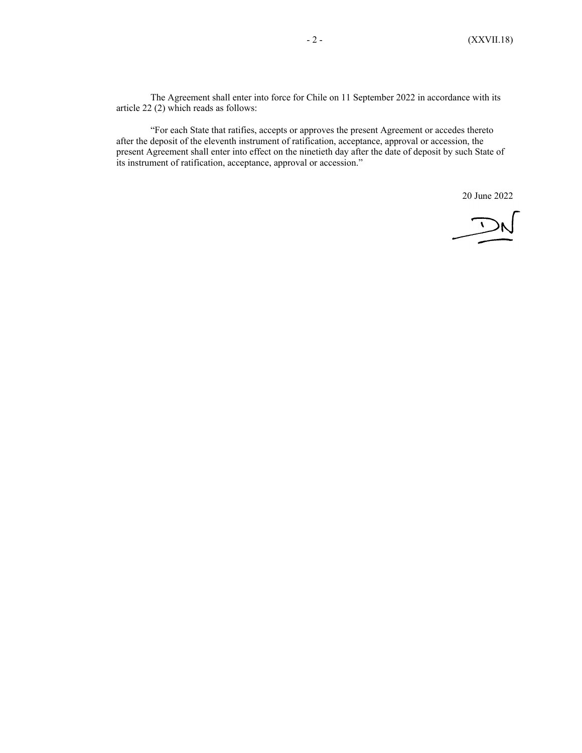The Agreement shall enter into force for Chile on 11 September 2022 in accordance with its article 22 (2) which reads as follows:

"For each State that ratifies, accepts or approves the present Agreement or accedes thereto after the deposit of the eleventh instrument of ratification, acceptance, approval or accession, the present Agreement shall enter into effect on the ninetieth day after the date of deposit by such State of its instrument of ratification, acceptance, approval or accession."

20 June 2022